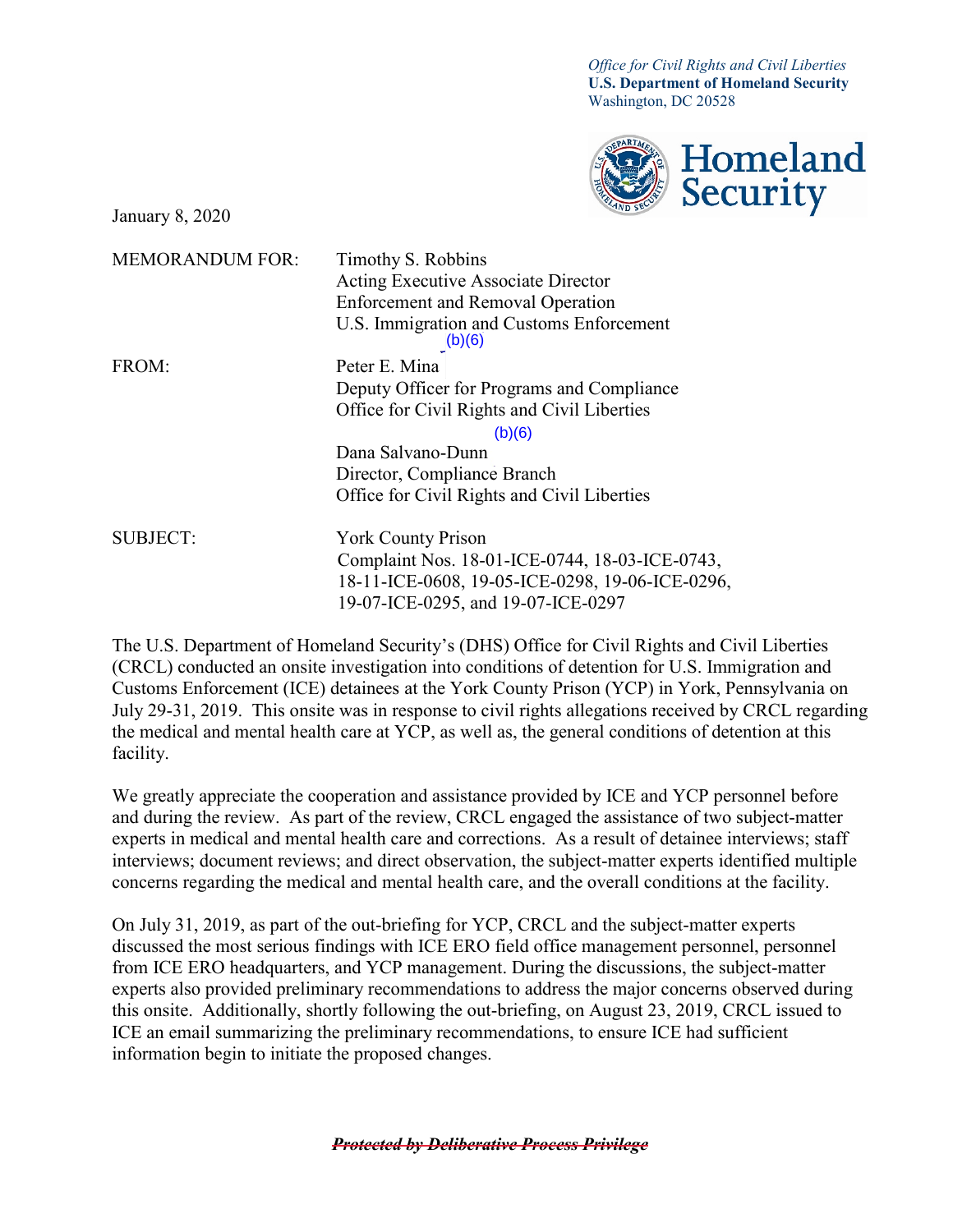*Office for Civil Rights and Civil Liberties*
**U.S. Department of Homeland Security**
Washington, DC 20528

**Homeland Security**

January 8, 2020

| | |
|---|---|
| MEMORANDUM FOR: | Timothy S. Robbins<br>Acting Executive Associate Director<br>Enforcement and Removal Operation<br>U.S. Immigration and Customs Enforcement |
| | (b)(6) |
| FROM: | Peter E. Mina<br>Deputy Officer for Programs and Compliance<br>Office for Civil Rights and Civil Liberties |
| | (b)(6) |
| | Dana Salvano-Dunn<br>Director, Compliance Branch<br>Office for Civil Rights and Civil Liberties |
| SUBJECT: | York County Prison<br>Complaint Nos. 18-01-ICE-0744, 18-03-ICE-0743,<br>18-11-ICE-0608, 19-05-ICE-0298, 19-06-ICE-0296,<br>19-07-ICE-0295, and 19-07-ICE-0297 |

The U.S. Department of Homeland Security's (DHS) Office for Civil Rights and Civil Liberties (CRCL) conducted an onsite investigation into conditions of detention for U.S. Immigration and Customs Enforcement (ICE) detainees at the York County Prison (YCP) in York, Pennsylvania on July 29-31, 2019. This onsite was in response to civil rights allegations received by CRCL regarding the medical and mental health care at YCP, as well as, the general conditions of detention at this facility.

We greatly appreciate the cooperation and assistance provided by ICE and YCP personnel before and during the review. As part of the review, CRCL engaged the assistance of two subject-matter experts in medical and mental health care and corrections. As a result of detainee interviews; staff interviews; document reviews; and direct observation, the subject-matter experts identified multiple concerns regarding the medical and mental health care, and the overall conditions at the facility.

On July 31, 2019, as part of the out-briefing for YCP, CRCL and the subject-matter experts discussed the most serious findings with ICE ERO field office management personnel, personnel from ICE ERO headquarters, and YCP management. During the discussions, the subject-matter experts also provided preliminary recommendations to address the major concerns observed during this onsite. Additionally, shortly following the out-briefing, on August 23, 2019, CRCL issued to ICE an email summarizing the preliminary recommendations, to ensure ICE had sufficient information begin to initiate the proposed changes.

~~***Protected by Deliberative Process Privilege***~~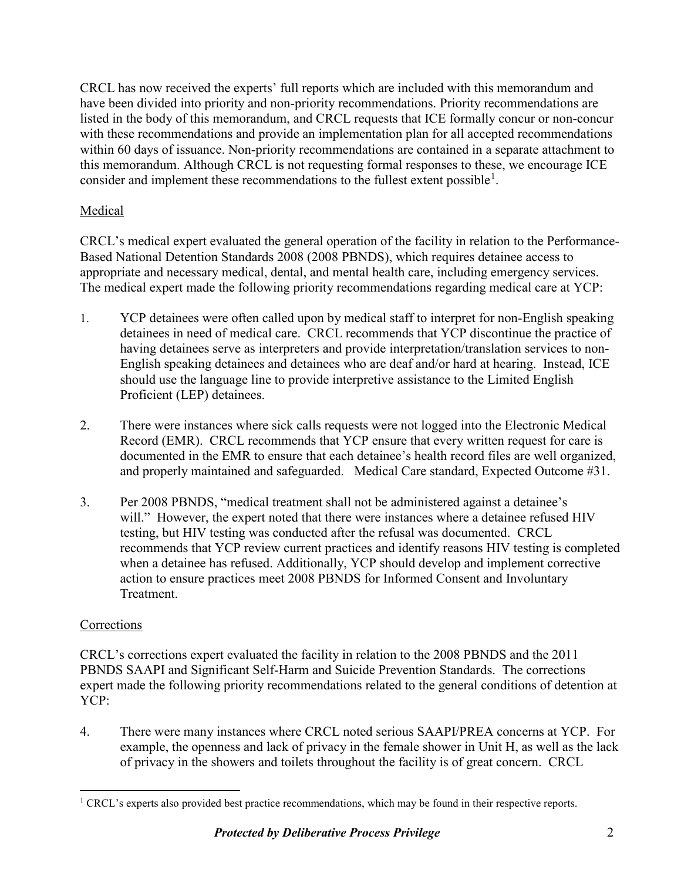CRCL has now received the experts' full reports which are included with this memorandum and have been divided into priority and non-priority recommendations. Priority recommendations are listed in the body of this memorandum, and CRCL requests that ICE formally concur or non-concur with these recommendations and provide an implementation plan for all accepted recommendations within 60 days of issuance. Non-priority recommendations are contained in a separate attachment to this memorandum. Although CRCL is not requesting formal responses to these, we encourage ICE consider and implement these recommendations to the fullest extent possible[1].

Medical

CRCL's medical expert evaluated the general operation of the facility in relation to the Performance-Based National Detention Standards 2008 (2008 PBNDS), which requires detainee access to appropriate and necessary medical, dental, and mental health care, including emergency services. The medical expert made the following priority recommendations regarding medical care at YCP:

1. YCP detainees were often called upon by medical staff to interpret for non-English speaking detainees in need of medical care. CRCL recommends that YCP discontinue the practice of having detainees serve as interpreters and provide interpretation/translation services to non-English speaking detainees and detainees who are deaf and/or hard at hearing. Instead, ICE should use the language line to provide interpretive assistance to the Limited English Proficient (LEP) detainees.

2. There were instances where sick calls requests were not logged into the Electronic Medical Record (EMR). CRCL recommends that YCP ensure that every written request for care is documented in the EMR to ensure that each detainee's health record files are well organized, and properly maintained and safeguarded. Medical Care standard, Expected Outcome #31.

3. Per 2008 PBNDS, "medical treatment shall not be administered against a detainee's will." However, the expert noted that there were instances where a detainee refused HIV testing, but HIV testing was conducted after the refusal was documented. CRCL recommends that YCP review current practices and identify reasons HIV testing is completed when a detainee has refused. Additionally, YCP should develop and implement corrective action to ensure practices meet 2008 PBNDS for Informed Consent and Involuntary Treatment.

Corrections

CRCL's corrections expert evaluated the facility in relation to the 2008 PBNDS and the 2011 PBNDS SAAPI and Significant Self-Harm and Suicide Prevention Standards. The corrections expert made the following priority recommendations related to the general conditions of detention at YCP:

4. There were many instances where CRCL noted serious SAAPI/PREA concerns at YCP. For example, the openness and lack of privacy in the female shower in Unit H, as well as the lack of privacy in the showers and toilets throughout the facility is of great concern. CRCL

[1] CRCL's experts also provided best practice recommendations, which may be found in their respective reports.

*Protected by Deliberative Process Privilege*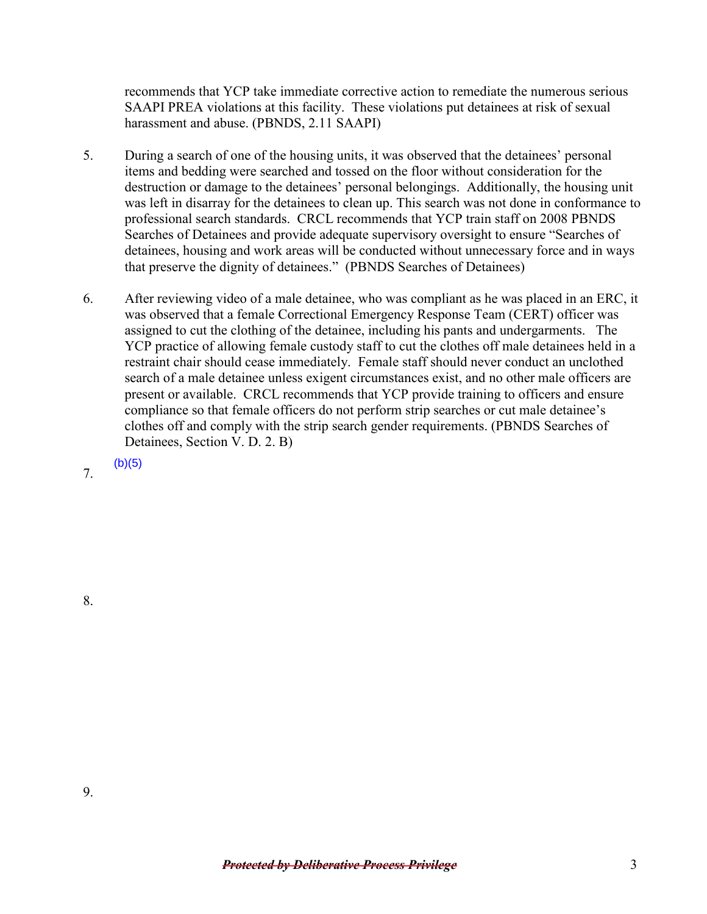recommends that YCP take immediate corrective action to remediate the numerous serious SAAPI PREA violations at this facility. These violations put detainees at risk of sexual harassment and abuse. (PBNDS, 2.11 SAAPI)

5. During a search of one of the housing units, it was observed that the detainees' personal items and bedding were searched and tossed on the floor without consideration for the destruction or damage to the detainees' personal belongings. Additionally, the housing unit was left in disarray for the detainees to clean up. This search was not done in conformance to professional search standards. CRCL recommends that YCP train staff on 2008 PBNDS Searches of Detainees and provide adequate supervisory oversight to ensure "Searches of detainees, housing and work areas will be conducted without unnecessary force and in ways that preserve the dignity of detainees." (PBNDS Searches of Detainees)

6. After reviewing video of a male detainee, who was compliant as he was placed in an ERC, it was observed that a female Correctional Emergency Response Team (CERT) officer was assigned to cut the clothing of the detainee, including his pants and undergarments. The YCP practice of allowing female custody staff to cut the clothes off male detainees held in a restraint chair should cease immediately. Female staff should never conduct an unclothed search of a male detainee unless exigent circumstances exist, and no other male officers are present or available. CRCL recommends that YCP provide training to officers and ensure compliance so that female officers do not perform strip searches or cut male detainee's clothes off and comply with the strip search gender requirements. (PBNDS Searches of Detainees, Section V. D. 2. B)

7. (b)(5)

8.

9.

~~***Protected by Deliberative Process Privilege***~~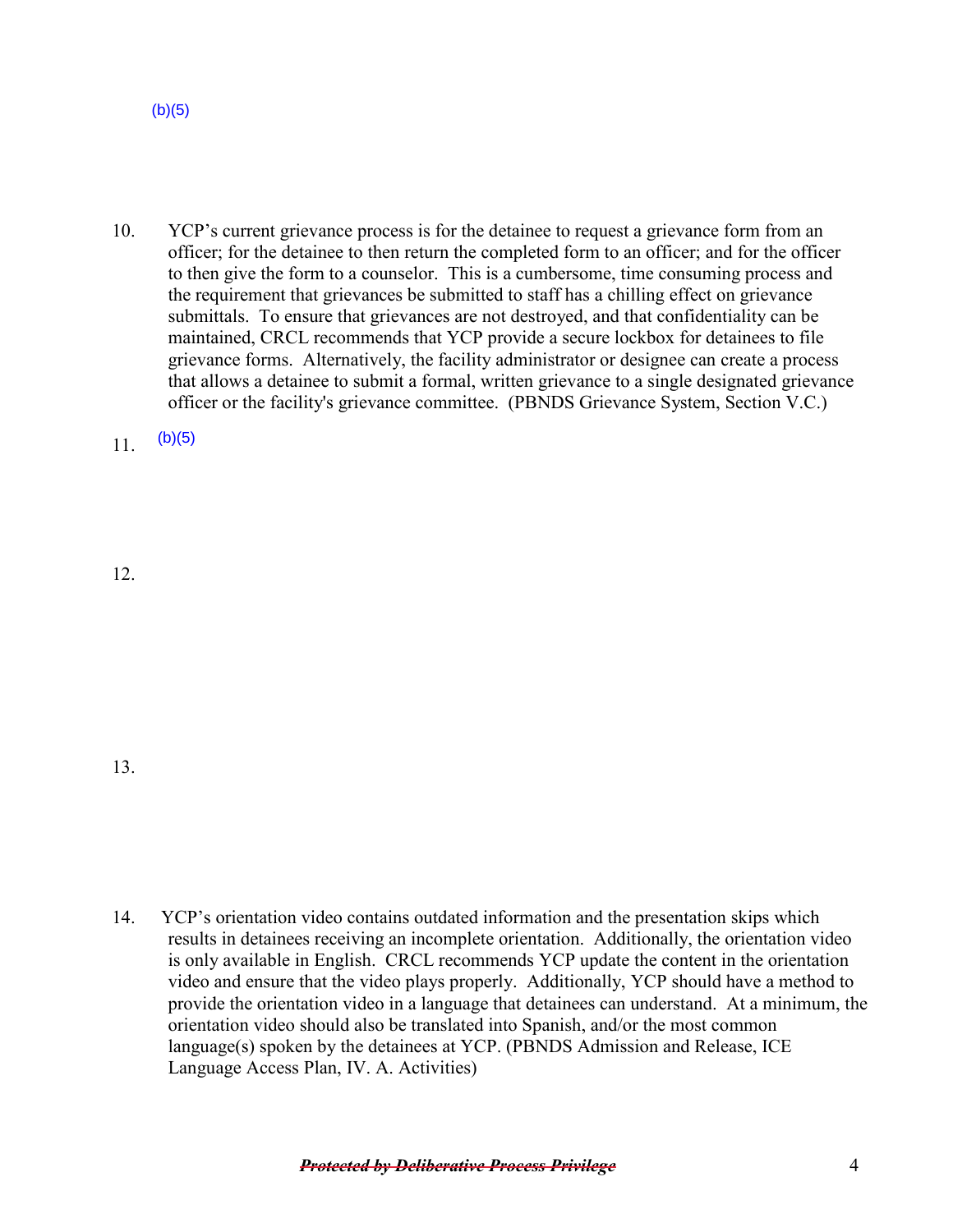(b)(5)

10. YCP's current grievance process is for the detainee to request a grievance form from an officer; for the detainee to then return the completed form to an officer; and for the officer to then give the form to a counselor. This is a cumbersome, time consuming process and the requirement that grievances be submitted to staff has a chilling effect on grievance submittals. To ensure that grievances are not destroyed, and that confidentiality can be maintained, CRCL recommends that YCP provide a secure lockbox for detainees to file grievance forms. Alternatively, the facility administrator or designee can create a process that allows a detainee to submit a formal, written grievance to a single designated grievance officer or the facility's grievance committee. (PBNDS Grievance System, Section V.C.)

11. (b)(5)

12.

13.

14. YCP's orientation video contains outdated information and the presentation skips which results in detainees receiving an incomplete orientation. Additionally, the orientation video is only available in English. CRCL recommends YCP update the content in the orientation video and ensure that the video plays properly. Additionally, YCP should have a method to provide the orientation video in a language that detainees can understand. At a minimum, the orientation video should also be translated into Spanish, and/or the most common language(s) spoken by the detainees at YCP. (PBNDS Admission and Release, ICE Language Access Plan, IV. A. Activities)

~~***Protected by Deliberative Process Privilege***~~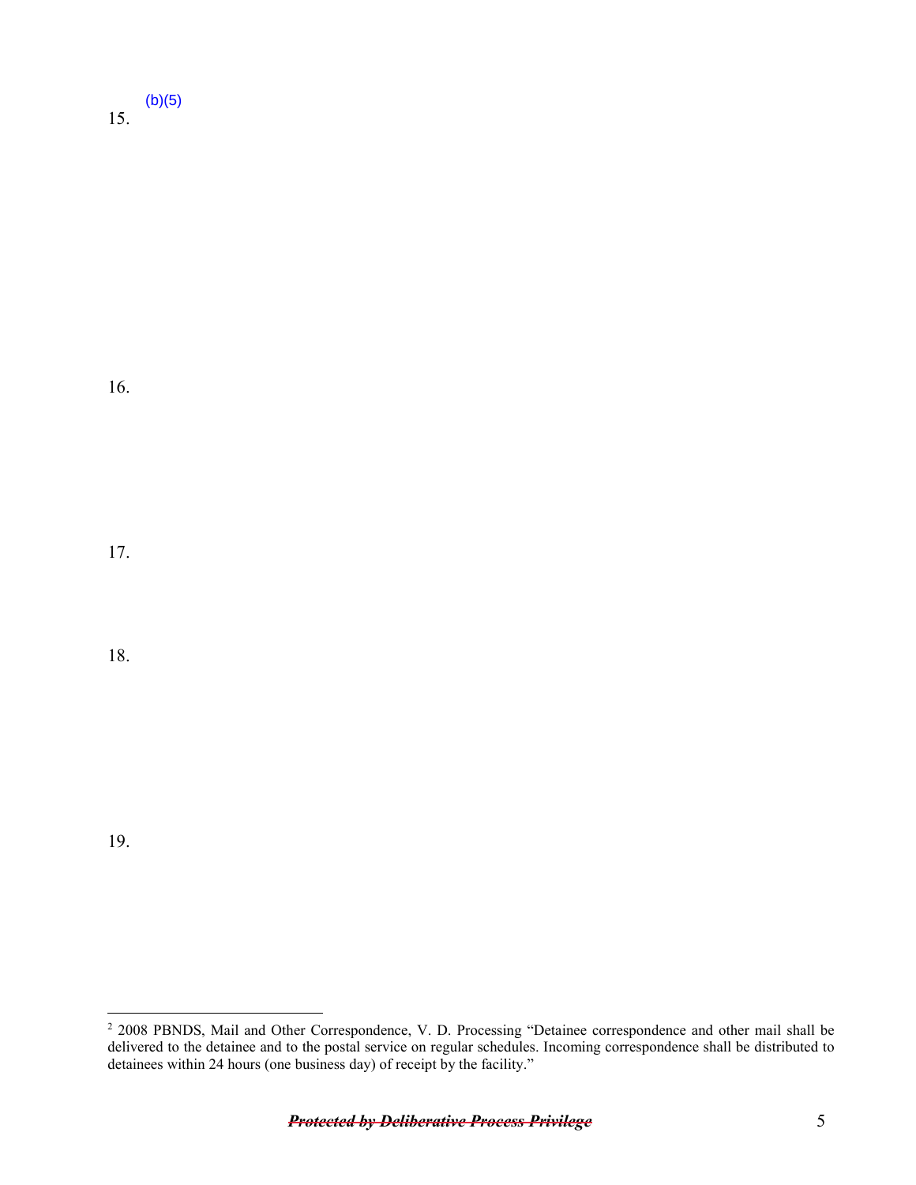15. (b)(5)

16.

17.

18.

19.

---

[2] 2008 PBNDS, Mail and Other Correspondence, V. D. Processing "Detainee correspondence and other mail shall be delivered to the detainee and to the postal service on regular schedules. Incoming correspondence shall be distributed to detainees within 24 hours (one business day) of receipt by the facility."

~~***Protected by Deliberative Process Privilege***~~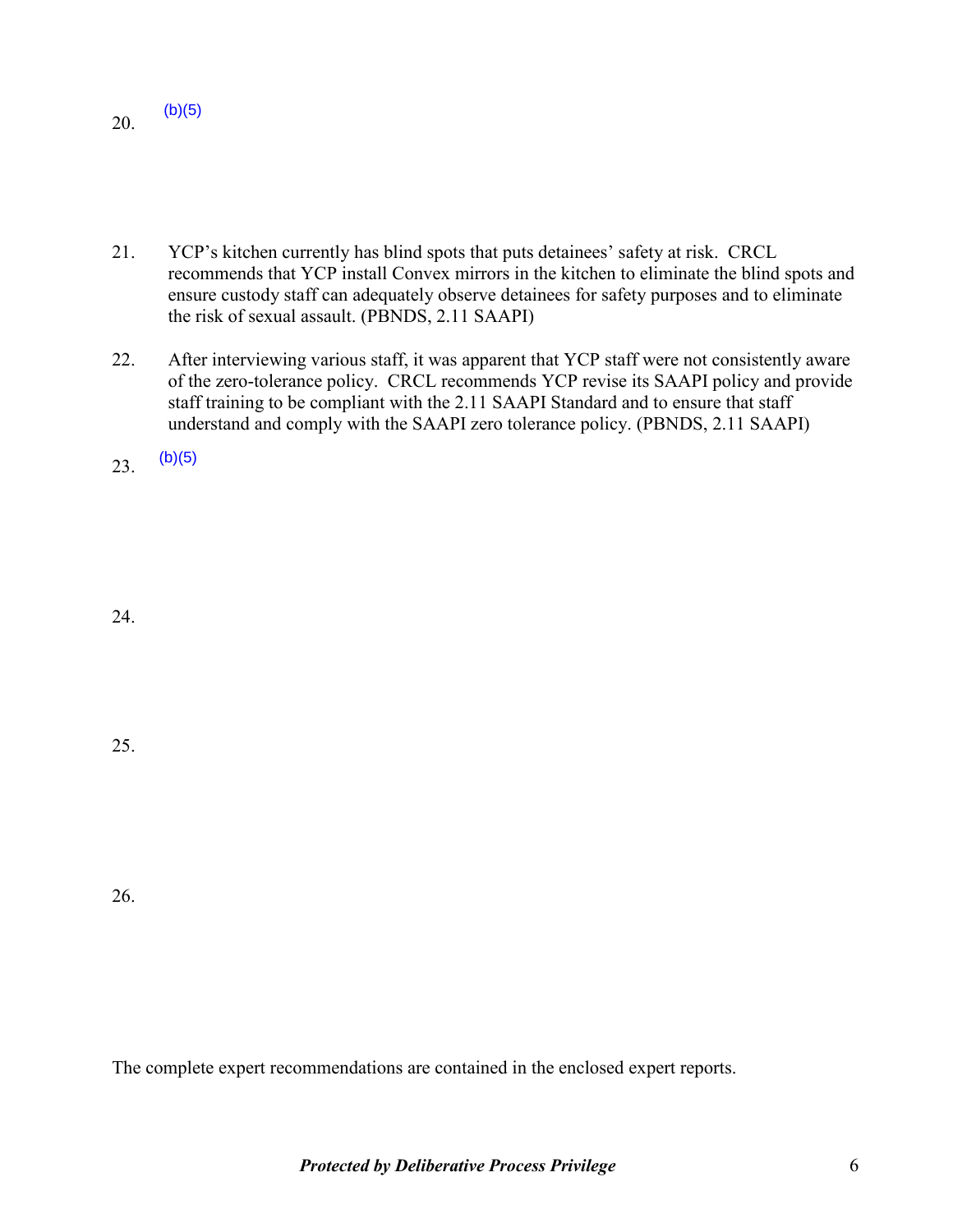20. (b)(5)

21. YCP's kitchen currently has blind spots that puts detainees' safety at risk. CRCL recommends that YCP install Convex mirrors in the kitchen to eliminate the blind spots and ensure custody staff can adequately observe detainees for safety purposes and to eliminate the risk of sexual assault. (PBNDS, 2.11 SAAPI)

22. After interviewing various staff, it was apparent that YCP staff were not consistently aware of the zero-tolerance policy. CRCL recommends YCP revise its SAAPI policy and provide staff training to be compliant with the 2.11 SAAPI Standard and to ensure that staff understand and comply with the SAAPI zero tolerance policy. (PBNDS, 2.11 SAAPI)

23. (b)(5)

24.

25.

26.

The complete expert recommendations are contained in the enclosed expert reports.

***Protected by Deliberative Process Privilege***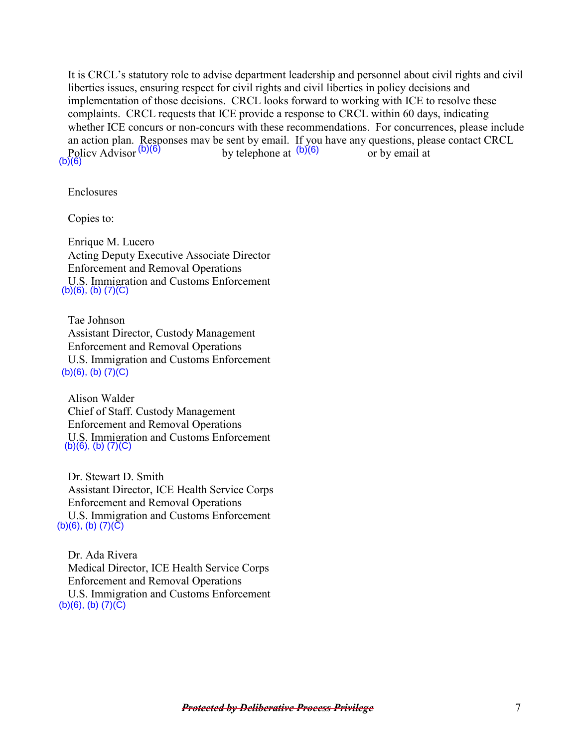It is CRCL's statutory role to advise department leadership and personnel about civil rights and civil liberties issues, ensuring respect for civil rights and civil liberties in policy decisions and implementation of those decisions. CRCL looks forward to working with ICE to resolve these complaints. CRCL requests that ICE provide a response to CRCL within 60 days, indicating whether ICE concurs or non-concurs with these recommendations. For concurrences, please include an action plan. Responses may be sent by email. If you have any questions, please contact CRCL Policy Advisor (b)(6) by telephone at (b)(6) or by email at (b)(6)

Enclosures

Copies to:

Enrique M. Lucero
Acting Deputy Executive Associate Director
Enforcement and Removal Operations
U.S. Immigration and Customs Enforcement
(b)(6), (b) (7)(C)

Tae Johnson
Assistant Director, Custody Management
Enforcement and Removal Operations
U.S. Immigration and Customs Enforcement
(b)(6), (b) (7)(C)

Alison Walder
Chief of Staff. Custody Management
Enforcement and Removal Operations
U.S. Immigration and Customs Enforcement
(b)(6), (b) (7)(C)

Dr. Stewart D. Smith
Assistant Director, ICE Health Service Corps
Enforcement and Removal Operations
U.S. Immigration and Customs Enforcement
(b)(6), (b) (7)(C)

Dr. Ada Rivera
Medical Director, ICE Health Service Corps
Enforcement and Removal Operations
U.S. Immigration and Customs Enforcement
(b)(6), (b) (7)(C)

~~***Protected by Deliberative Process Privilege***~~